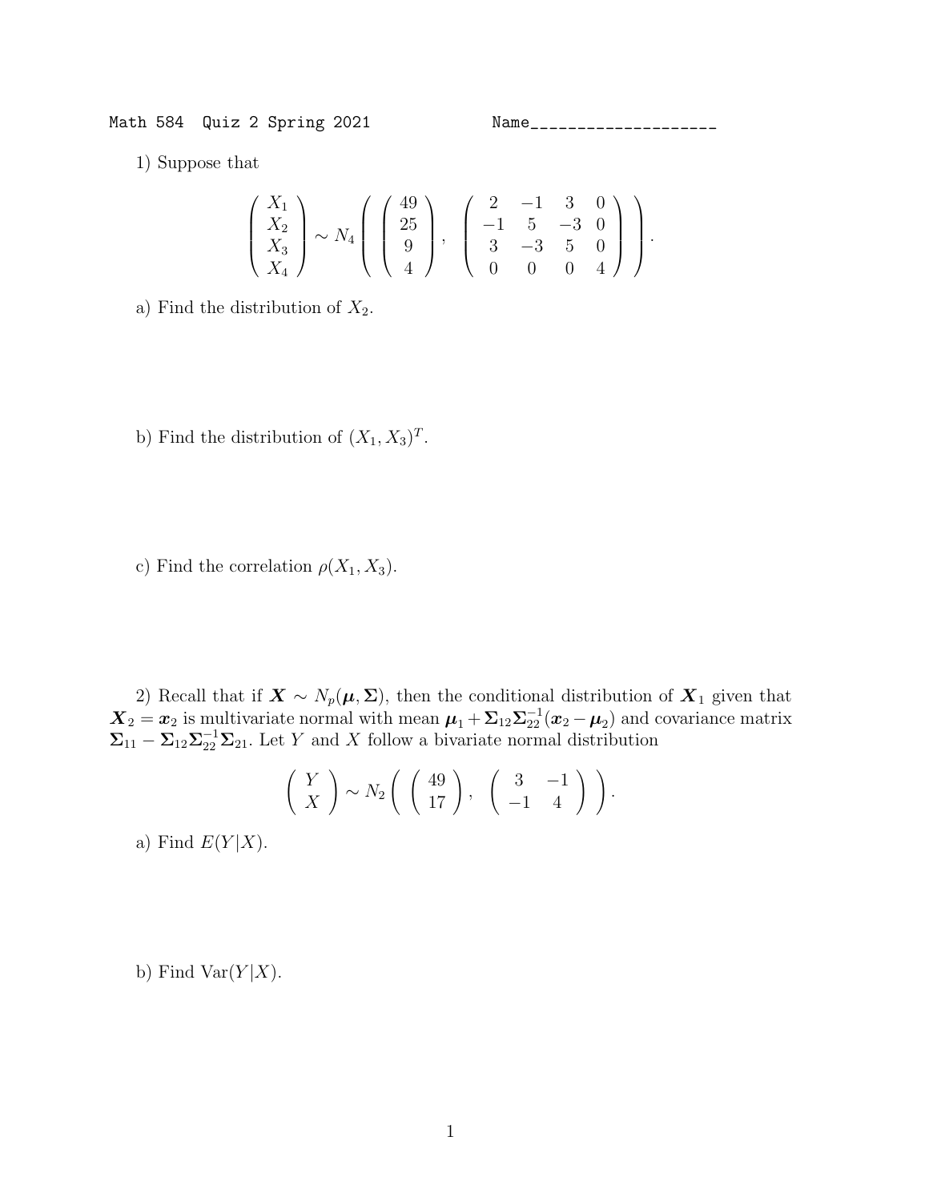Math 584 Quiz 2 Spring 2021 Name____________________

1) Suppose that

$$\begin{pmatrix} X_1 \\ X_2 \\ X_3 \\ X_4 \end{pmatrix} \sim N_4 \left( \begin{pmatrix} 49 \\ 25 \\ 9 \\ 4 \end{pmatrix}, \begin{pmatrix} 2 & -1 & 3 & 0 \\ -1 & 5 & -3 & 0 \\ 3 & -3 & 5 & 0 \\ 0 & 0 & 0 & 4 \end{pmatrix} \right).$$

a) Find the distribution of $X_2$.

b) Find the distribution of $(X_1, X_3)^T$.

c) Find the correlation $\rho(X_1, X_3)$.

2) Recall that if $\boldsymbol{X} \sim N_p(\boldsymbol{\mu}, \boldsymbol{\Sigma})$, then the conditional distribution of $\boldsymbol{X}_1$ given that $\boldsymbol{X}_2 = \boldsymbol{x}_2$ is multivariate normal with mean $\boldsymbol{\mu}_1 + \boldsymbol{\Sigma}_{12}\boldsymbol{\Sigma}_{22}^{-1}(\boldsymbol{x}_2 - \boldsymbol{\mu}_2)$ and covariance matrix $\boldsymbol{\Sigma}_{11} - \boldsymbol{\Sigma}_{12}\boldsymbol{\Sigma}_{22}^{-1}\boldsymbol{\Sigma}_{21}$. Let $Y$ and $X$ follow a bivariate normal distribution

$$\begin{pmatrix} Y \\ X \end{pmatrix} \sim N_2 \left( \begin{pmatrix} 49 \\ 17 \end{pmatrix}, \begin{pmatrix} 3 & -1 \\ -1 & 4 \end{pmatrix} \right).$$

a) Find $E(Y|X)$.

b) Find $\text{Var}(Y|X)$.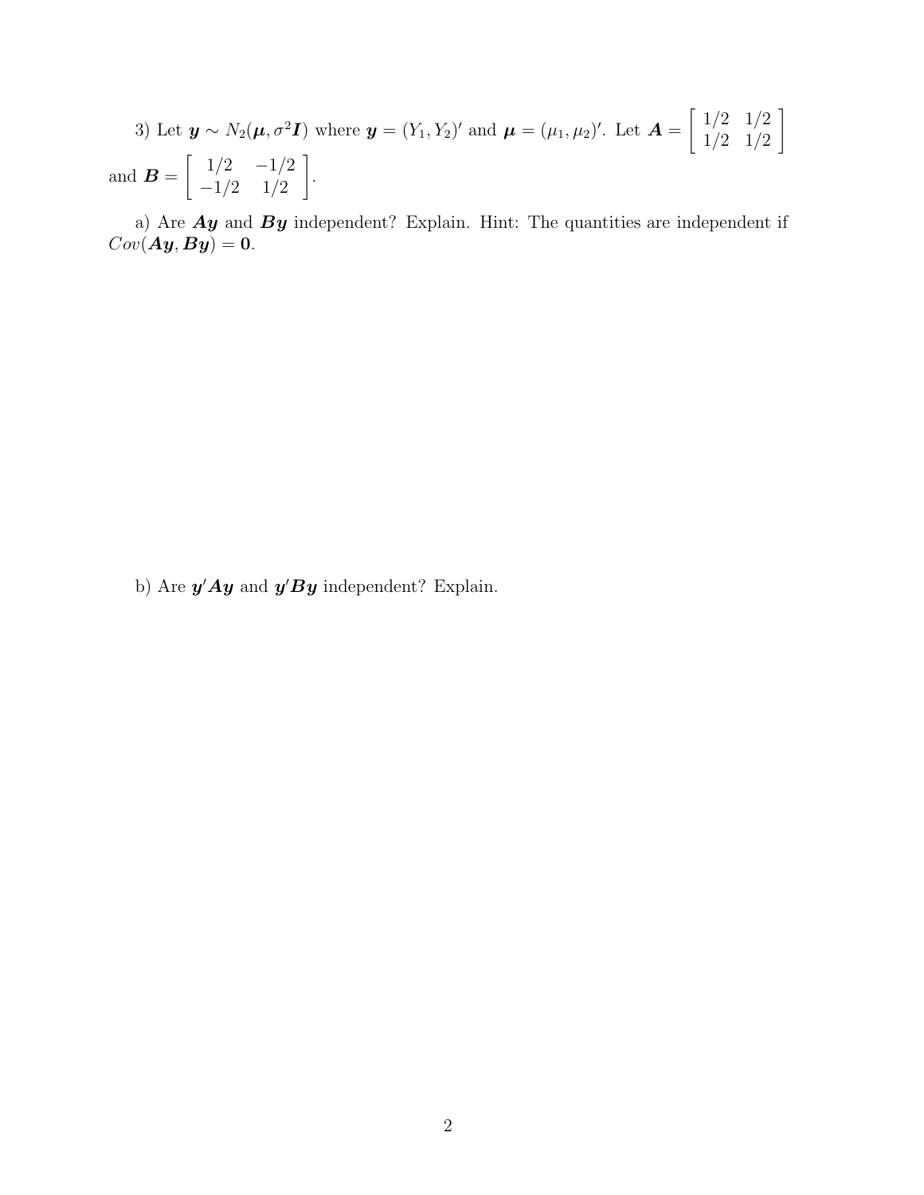3) Let $\boldsymbol{y} \sim N_2(\boldsymbol{\mu}, \sigma^2 \boldsymbol{I})$ where $\boldsymbol{y} = (Y_1, Y_2)'$ and $\boldsymbol{\mu} = (\mu_1, \mu_2)'$. Let $\boldsymbol{A} = \begin{bmatrix} 1/2 & 1/2 \\ 1/2 & 1/2 \end{bmatrix}$ and $\boldsymbol{B} = \begin{bmatrix} 1/2 & -1/2 \\ -1/2 & 1/2 \end{bmatrix}$.

a) Are $\boldsymbol{Ay}$ and $\boldsymbol{By}$ independent? Explain. Hint: The quantities are independent if $Cov(\boldsymbol{Ay}, \boldsymbol{By}) = \boldsymbol{0}$.

b) Are $\boldsymbol{y}'\boldsymbol{Ay}$ and $\boldsymbol{y}'\boldsymbol{By}$ independent? Explain.